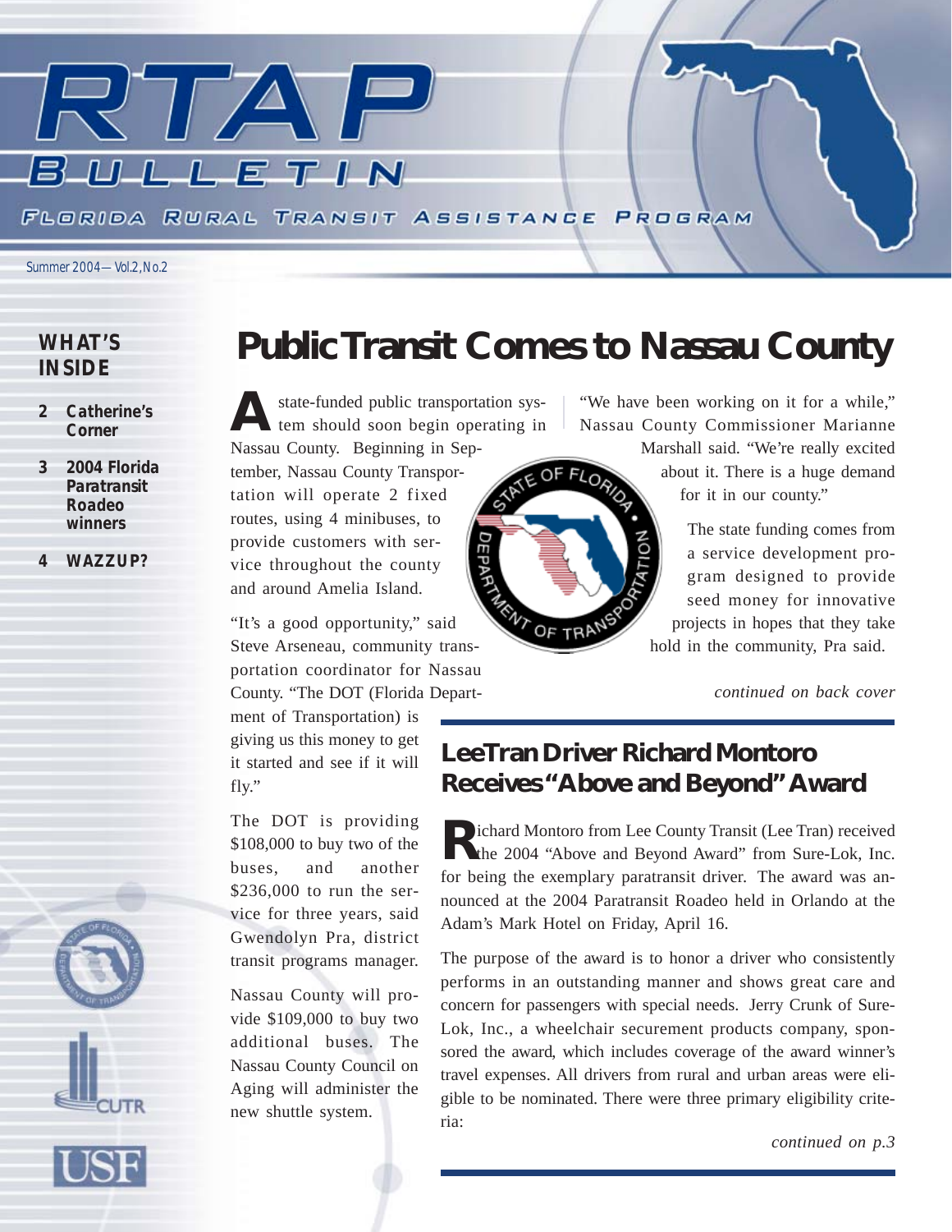# RTAP BULLETIN

FLORIDA RURAL TRANSIT ASSISTANCE PROGRAM

Summer 2004—Vol.2, No.2

## WHAT'S INSIDE

- **2 Catherine's Corner**
- **3 2004 Florida Paratransit Roadeo winners**
- **4 WAZZUP?**

# Public Transit Comes to Nassau County

A state-funded public transportation system should soon begin operating in Nassau County. Beginning in September, Nassau County Transportation will operate 2 fixed routes, using 4 minibuses, to provide customers with service throughout the county and around Amelia Island.

"It's a good opportunity," said Steve Arseneau, community transportation coordinator for Nassau County. "The DOT (Florida Department of Transportation) is giving us this money to get it started and see if it will fly."

The DOT is providing $108,000 to buy two of the buses, and another $236,000 to run the service for three years, said Gwendolyn Pra, district transit programs manager.

Nassau County will provide $109,000 to buy two additional buses. The Nassau County Council on Aging will administer the new shuttle system.

"We have been working on it for a while," Nassau County Commissioner Marianne Marshall said. "We're really excited about it. There is a huge demand for it in our county."

The state funding comes from a service development program designed to provide seed money for innovative projects in hopes that they take hold in the community, Pra said.

*continued on back cover*

## LeeTran Driver Richard Montoro Receives "Above and Beyond" Award

Richard Montoro from Lee County Transit (Lee Tran) received the 2004 "Above and Beyond Award" from Sure-Lok, Inc. for being the exemplary paratransit driver. The award was announced at the 2004 Paratransit Roadeo held in Orlando at the Adam's Mark Hotel on Friday, April 16.

The purpose of the award is to honor a driver who consistently performs in an outstanding manner and shows great care and concern for passengers with special needs. Jerry Crunk of Sure-Lok, Inc., a wheelchair securement products company, sponsored the award, which includes coverage of the award winner's travel expenses. All drivers from rural and urban areas were eligible to be nominated. There were three primary eligibility criteria:

*continued on p.3*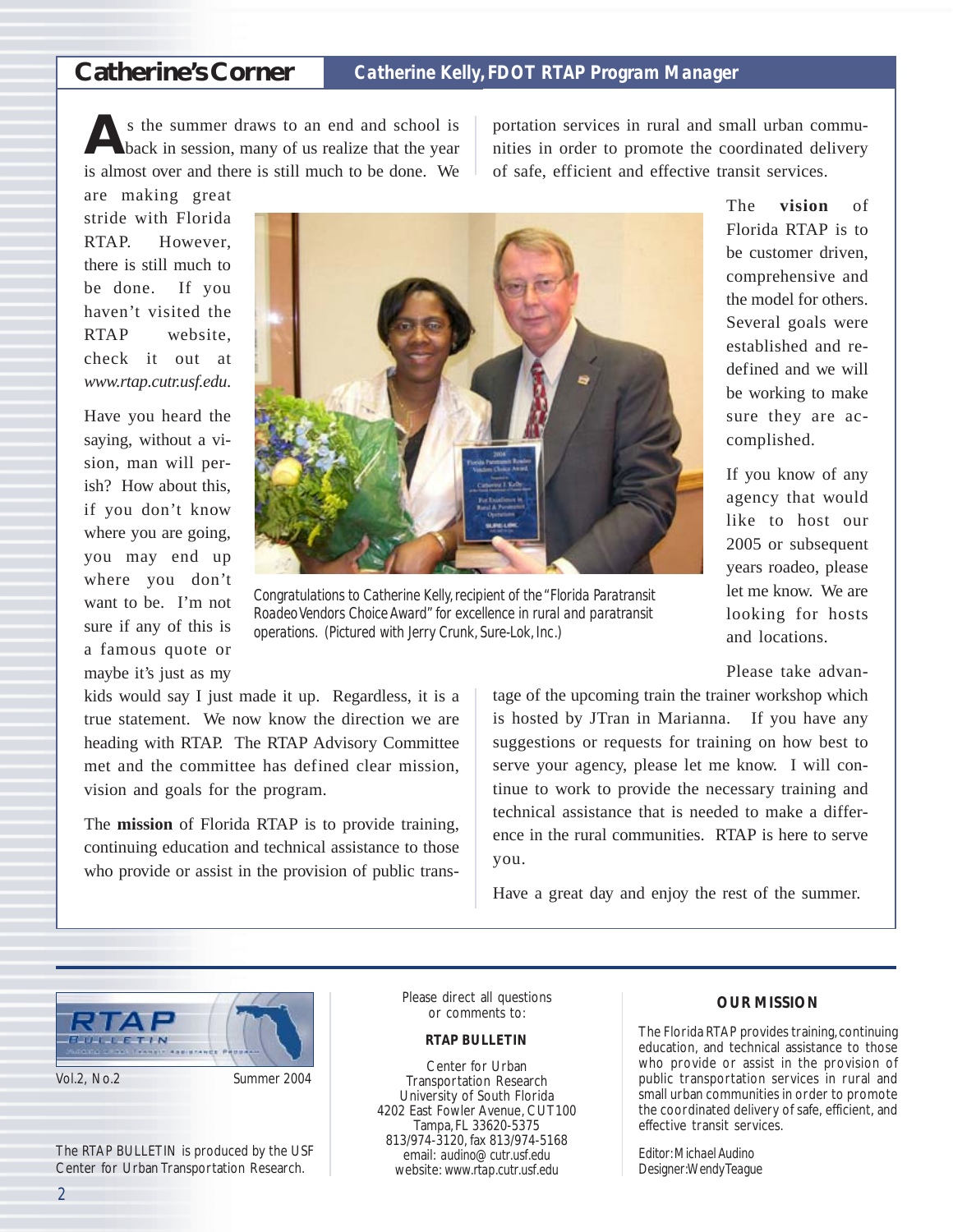## Catherine's Corner

**Catherine Kelly, FDOT RTAP Program Manager**

As the summer draws to an end and school is back in session, many of us realize that the year is almost over and there is still much to be done. We are making great stride with Florida RTAP. However, there is still much to be done. If you haven't visited the RTAP website, check it out at *www.rtap.cutr.usf.edu*.

Have you heard the saying, without a vision, man will perish? How about this, if you don't know where you are going, you may end up where you don't want to be. I'm not sure if any of this is a famous quote or maybe it's just as my kids would say I just made it up. Regardless, it is a true statement. We now know the direction we are heading with RTAP. The RTAP Advisory Committee met and the committee has defined clear mission, vision and goals for the program.

The **mission** of Florida RTAP is to provide training, continuing education and technical assistance to those who provide or assist in the provision of public transportation services in rural and small urban communities in order to promote the coordinated delivery of safe, efficient and effective transit services.

Congratulations to Catherine Kelly, recipient of the "Florida Paratransit Roadeo Vendors Choice Award" for excellence in rural and paratransit operations. (Pictured with Jerry Crunk, Sure-Lok, Inc.)

The **vision** of Florida RTAP is to be customer driven, comprehensive and the model for others. Several goals were established and redefined and we will be working to make sure they are accomplished.

If you know of any agency that would like to host our 2005 or subsequent years roadeo, please let me know. We are looking for hosts and locations.

Please take advantage of the upcoming train the trainer workshop which is hosted by JTran in Marianna. If you have any suggestions or requests for training on how best to serve your agency, please let me know. I will continue to work to provide the necessary training and technical assistance that is needed to make a difference in the rural communities. RTAP is here to serve you.

Have a great day and enjoy the rest of the summer.

---

RTAP BULLETIN

Vol.2, No.2 Summer 2004

The RTAP BULLETIN is produced by the USF Center for Urban Transportation Research.

Please direct all questions or comments to:

**RTAP BULLETIN**

Center for Urban Transportation Research
University of South Florida
4202 East Fowler Avenue, CUT100
Tampa, FL 33620-5375
813/974-3120, fax 813/974-5168
email: audino@cutr.usf.edu
website: www.rtap.cutr.usf.edu

**OUR MISSION**

The Florida RTAP provides training, continuing education, and technical assistance to those who provide or assist in the provision of public transportation services in rural and small urban communities in order to promote the coordinated delivery of safe, efficient, and effective transit services.

Editor: Michael Audino
Designer: Wendy Teague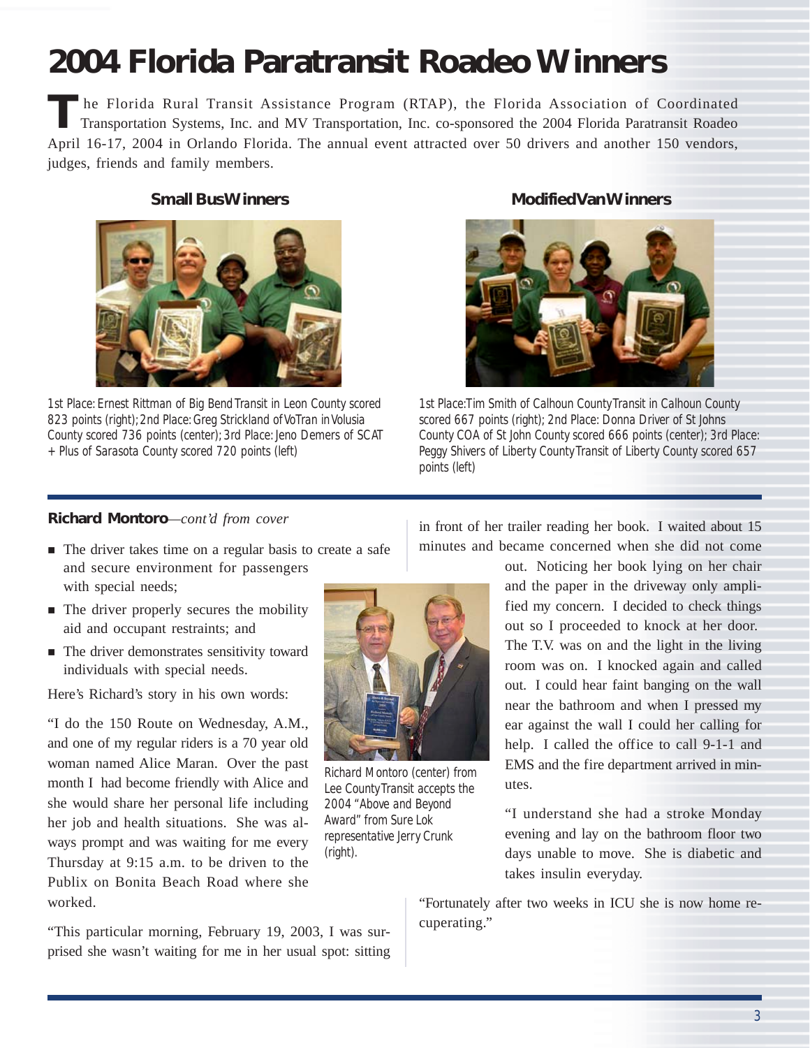# 2004 Florida Paratransit Roadeo Winners

The Florida Rural Transit Assistance Program (RTAP), the Florida Association of Coordinated Transportation Systems, Inc. and MV Transportation, Inc. co-sponsored the 2004 Florida Paratransit Roadeo April 16-17, 2004 in Orlando Florida. The annual event attracted over 50 drivers and another 150 vendors, judges, friends and family members.

### Small Bus Winners

1st Place: Ernest Rittman of Big Bend Transit in Leon County scored 823 points (right); 2nd Place: Greg Strickland of VoTran in Volusia County scored 736 points (center); 3rd Place: Jeno Demers of SCAT + Plus of Sarasota County scored 720 points (left)

### Modified Van Winners

1st Place: Tim Smith of Calhoun County Transit in Calhoun County scored 667 points (right); 2nd Place: Donna Driver of St Johns County COA of St John County scored 666 points (center); 3rd Place: Peggy Shivers of Liberty County Transit of Liberty County scored 657 points (left)

---

**Richard Montoro**—*cont'd from cover*

- The driver takes time on a regular basis to create a safe and secure environment for passengers with special needs;
- The driver properly secures the mobility aid and occupant restraints; and
- The driver demonstrates sensitivity toward individuals with special needs.

Here's Richard's story in his own words:

"I do the 150 Route on Wednesday, A.M., and one of my regular riders is a 70 year old woman named Alice Maran. Over the past month I had become friendly with Alice and she would share her personal life including her job and health situations. She was always prompt and was waiting for me every Thursday at 9:15 a.m. to be driven to the Publix on Bonita Beach Road where she worked.

"This particular morning, February 19, 2003, I was surprised she wasn't waiting for me in her usual spot: sitting in front of her trailer reading her book. I waited about 15 minutes and became concerned when she did not come out. Noticing her book lying on her chair and the paper in the driveway only amplified my concern. I decided to check things out so I proceeded to knock at her door. The T.V. was on and the light in the living room was on. I knocked again and called out. I could hear faint banging on the wall near the bathroom and when I pressed my ear against the wall I could her calling for help. I called the office to call 9-1-1 and EMS and the fire department arrived in minutes.

Richard Montoro (center) from Lee County Transit accepts the 2004 "Above and Beyond Award" from Sure Lok representative Jerry Crunk (right).

"I understand she had a stroke Monday evening and lay on the bathroom floor two days unable to move. She is diabetic and takes insulin everyday.

"Fortunately after two weeks in ICU she is now home recuperating."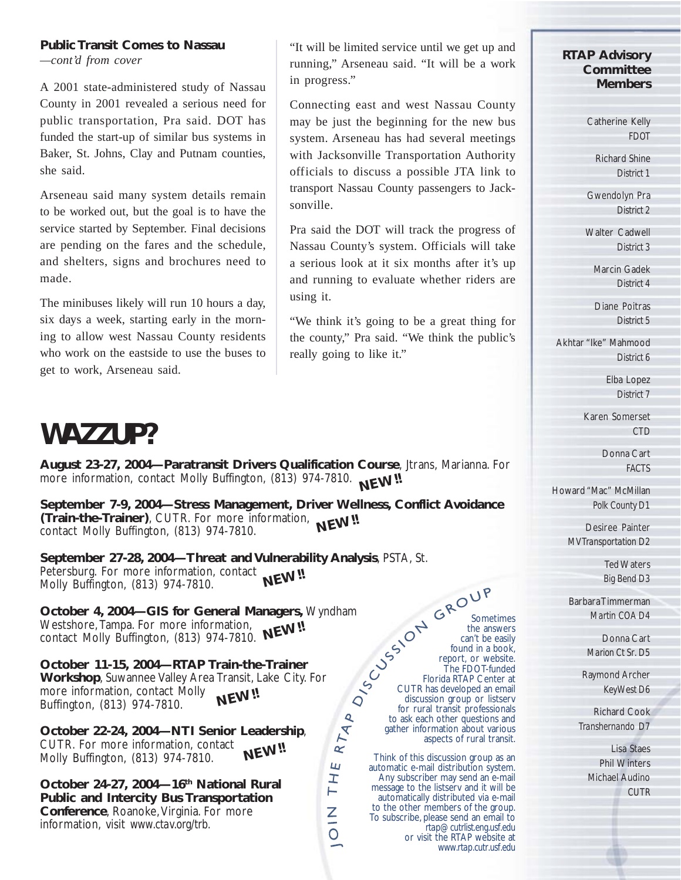## Public Transit Comes to Nassau

*—cont'd from cover*

A 2001 state-administered study of Nassau County in 2001 revealed a serious need for public transportation, Pra said. DOT has funded the start-up of similar bus systems in Baker, St. Johns, Clay and Putnam counties, she said.

Arseneau said many system details remain to be worked out, but the goal is to have the service started by September. Final decisions are pending on the fares and the schedule, and shelters, signs and brochures need to made.

The minibuses likely will run 10 hours a day, six days a week, starting early in the morning to allow west Nassau County residents who work on the eastside to use the buses to get to work, Arseneau said.

"It will be limited service until we get up and running," Arseneau said. "It will be a work in progress."

Connecting east and west Nassau County may be just the beginning for the new bus system. Arseneau has had several meetings with Jacksonville Transportation Authority officials to discuss a possible JTA link to transport Nassau County passengers to Jacksonville.

Pra said the DOT will track the progress of Nassau County's system. Officials will take a serious look at it six months after it's up and running to evaluate whether riders are using it.

"We think it's going to be a great thing for the county," Pra said. "We think the public's really going to like it."

# WAZZUP?

**August 23-27, 2004—Paratransit Drivers Qualification Course**, Jtrans, Marianna. For more information, contact Molly Buffington, (813) 974-7810. **NEW!!**

**September 7-9, 2004—Stress Management, Driver Wellness, Conflict Avoidance (Train-the-Trainer)**, CUTR. For more information, contact Molly Buffington, (813) 974-7810. **NEW!!**

**September 27-28, 2004—Threat and Vulnerability Analysis**, PSTA, St. Petersburg. For more information, contact Molly Buffington, (813) 974-7810. **NEW!!**

**October 4, 2004—GIS for General Managers,** Wyndham Westshore, Tampa. For more information, contact Molly Buffington, (813) 974-7810. **NEW!!**

**October 11-15, 2004—RTAP Train-the-Trainer Workshop**, Suwannee Valley Area Transit, Lake City. For more information, contact Molly Buffington, (813) 974-7810. **NEW!!**

**October 22-24, 2004—NTI Senior Leadership**, CUTR. For more information, contact Molly Buffington, (813) 974-7810. **NEW!!**

**October 24-27, 2004—16th National Rural Public and Intercity Bus Transportation Conference**, Roanoke, Virginia. For more information, visit www.ctav.org/trb.

## JOIN THE RTAP DISCUSSION GROUP

Sometimes the answers can't be easily found in a book, report, or website. The FDOT-funded Florida RTAP Center at CUTR has developed an email discussion group or listserv for rural transit professionals to ask each other questions and gather information about various aspects of rural transit.

Think of this discussion group as an automatic e-mail distribution system. Any subscriber may send an e-mail message to the listserv and it will be automatically distributed via e-mail to the other members of the group. To subscribe, please send an email to rtap@cutrlist.eng.usf.edu or visit the RTAP website at www.rtap.cutr.usf.edu

## RTAP Advisory Committee Members

Catherine Kelly
FDOT

Richard Shine
District 1

Gwendolyn Pra
District 2

Walter Cadwell
District 3

Marcin Gadek
District 4

Diane Poitras
District 5

Akhtar "Ike" Mahmood
District 6

Elba Lopez
District 7

Karen Somerset
CTD

Donna Cart
FACTS

Howard "Mac" McMillan
Polk County D1

Desiree Painter
MV Transportation D2

Ted Waters
Big Bend D3

Barbara Timmerman
Martin COA D4

Donna Cart
Marion Ct Sr. D5

Raymond Archer
Key West D6

Richard Cook
Transhernando D7

Lisa Staes
Phil Winters
Michael Audino
CUTR